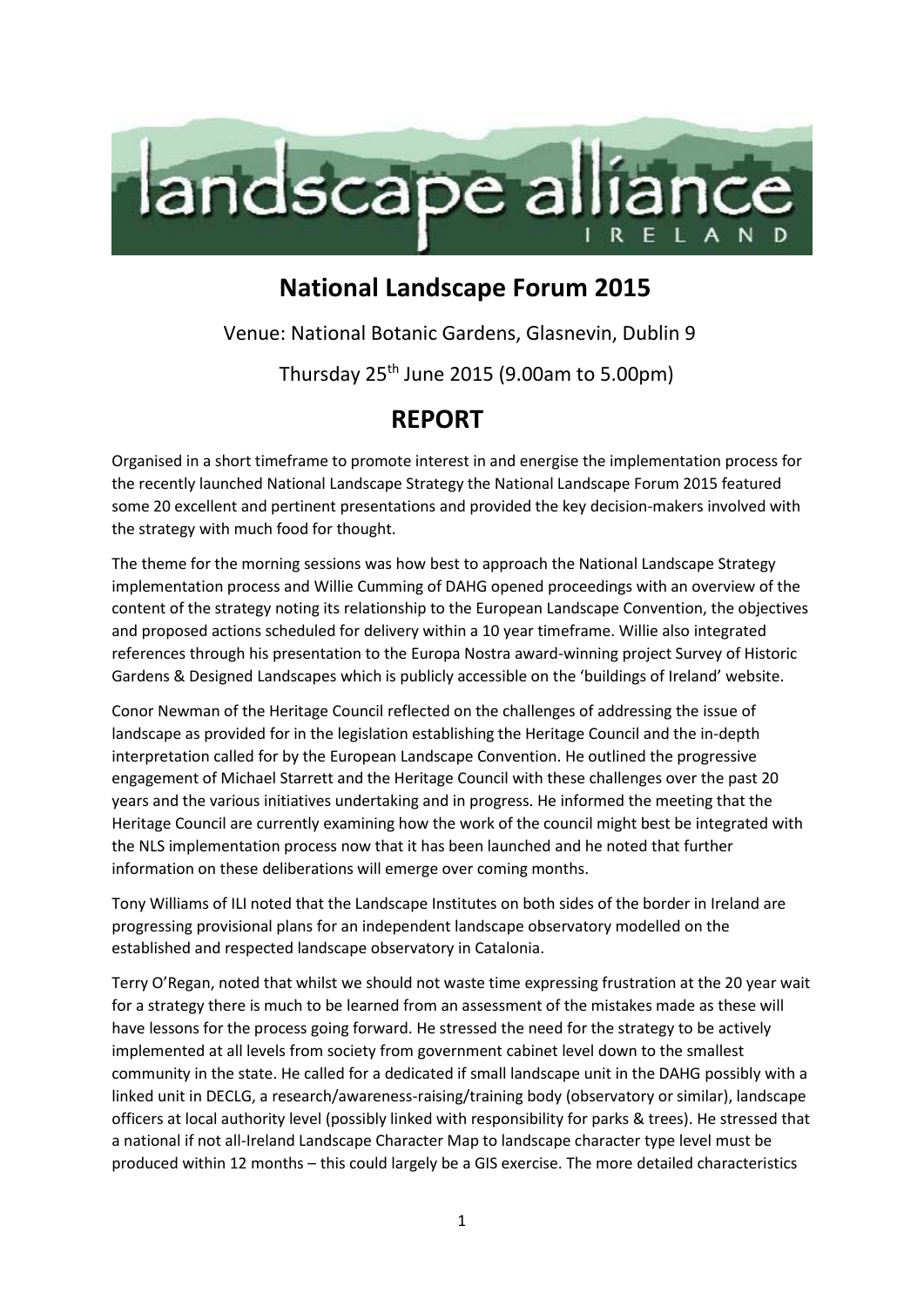# National Landscape Forum 2015

Venue: National Botanic Gardens, Glasnevin, Dublin 9

Thursday 25th June 2015 (9.00am to 5.00pm)

## REPORT

Organised in a short timeframe to promote interest in and energise the implementation process for the recently launched National Landscape Strategy the National Landscape Forum 2015 featured some 20 excellent and pertinent presentations and provided the key decision-makers involved with the strategy with much food for thought.

The theme for the morning sessions was how best to approach the National Landscape Strategy implementation process and Willie Cumming of DAHG opened proceedings with an overview of the content of the strategy noting its relationship to the European Landscape Convention, the objectives and proposed actions scheduled for delivery within a 10 year timeframe. Willie also integrated references through his presentation to the Europa Nostra award-winning project Survey of Historic Gardens & Designed Landscapes which is publicly accessible on the 'buildings of Ireland' website.

Conor Newman of the Heritage Council reflected on the challenges of addressing the issue of landscape as provided for in the legislation establishing the Heritage Council and the in-depth interpretation called for by the European Landscape Convention. He outlined the progressive engagement of Michael Starrett and the Heritage Council with these challenges over the past 20 years and the various initiatives undertaking and in progress. He informed the meeting that the Heritage Council are currently examining how the work of the council might best be integrated with the NLS implementation process now that it has been launched and he noted that further information on these deliberations will emerge over coming months.

Tony Williams of ILI noted that the Landscape Institutes on both sides of the border in Ireland are progressing provisional plans for an independent landscape observatory modelled on the established and respected landscape observatory in Catalonia.

Terry O'Regan, noted that whilst we should not waste time expressing frustration at the 20 year wait for a strategy there is much to be learned from an assessment of the mistakes made as these will have lessons for the process going forward. He stressed the need for the strategy to be actively implemented at all levels from society from government cabinet level down to the smallest community in the state. He called for a dedicated if small landscape unit in the DAHG possibly with a linked unit in DECLG, a research/awareness-raising/training body (observatory or similar), landscape officers at local authority level (possibly linked with responsibility for parks & trees). He stressed that a national if not all-Ireland Landscape Character Map to landscape character type level must be produced within 12 months – this could largely be a GIS exercise. The more detailed characteristics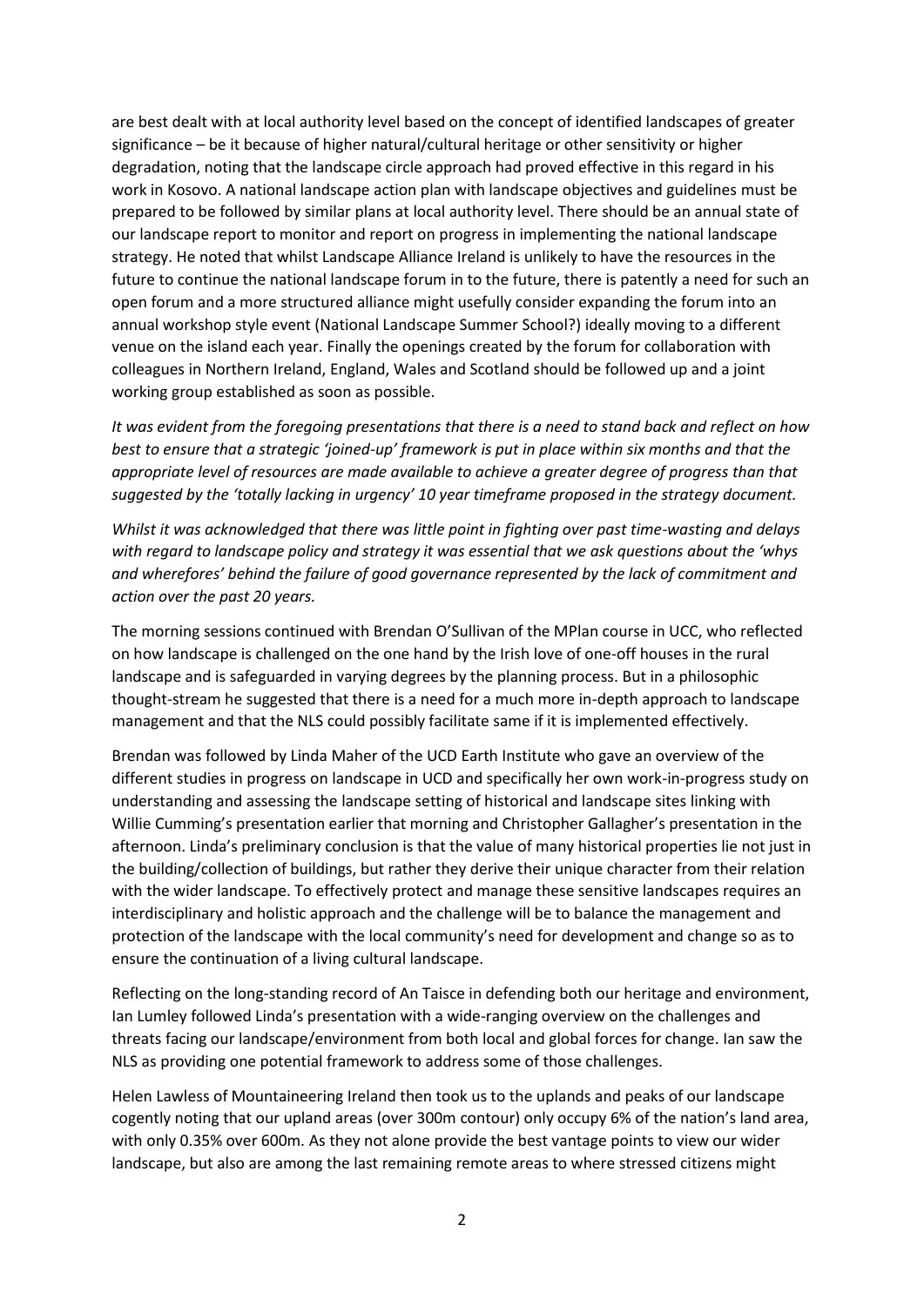are best dealt with at local authority level based on the concept of identified landscapes of greater significance – be it because of higher natural/cultural heritage or other sensitivity or higher degradation, noting that the landscape circle approach had proved effective in this regard in his work in Kosovo. A national landscape action plan with landscape objectives and guidelines must be prepared to be followed by similar plans at local authority level. There should be an annual state of our landscape report to monitor and report on progress in implementing the national landscape strategy. He noted that whilst Landscape Alliance Ireland is unlikely to have the resources in the future to continue the national landscape forum in to the future, there is patently a need for such an open forum and a more structured alliance might usefully consider expanding the forum into an annual workshop style event (National Landscape Summer School?) ideally moving to a different venue on the island each year. Finally the openings created by the forum for collaboration with colleagues in Northern Ireland, England, Wales and Scotland should be followed up and a joint working group established as soon as possible.

*It was evident from the foregoing presentations that there is a need to stand back and reflect on how best to ensure that a strategic 'joined-up' framework is put in place within six months and that the appropriate level of resources are made available to achieve a greater degree of progress than that suggested by the 'totally lacking in urgency' 10 year timeframe proposed in the strategy document.*

*Whilst it was acknowledged that there was little point in fighting over past time-wasting and delays with regard to landscape policy and strategy it was essential that we ask questions about the 'whys and wherefores' behind the failure of good governance represented by the lack of commitment and action over the past 20 years.*

The morning sessions continued with Brendan O'Sullivan of the MPlan course in UCC, who reflected on how landscape is challenged on the one hand by the Irish love of one-off houses in the rural landscape and is safeguarded in varying degrees by the planning process. But in a philosophic thought-stream he suggested that there is a need for a much more in-depth approach to landscape management and that the NLS could possibly facilitate same if it is implemented effectively.

Brendan was followed by Linda Maher of the UCD Earth Institute who gave an overview of the different studies in progress on landscape in UCD and specifically her own work-in-progress study on understanding and assessing the landscape setting of historical and landscape sites linking with Willie Cumming's presentation earlier that morning and Christopher Gallagher's presentation in the afternoon. Linda's preliminary conclusion is that the value of many historical properties lie not just in the building/collection of buildings, but rather they derive their unique character from their relation with the wider landscape. To effectively protect and manage these sensitive landscapes requires an interdisciplinary and holistic approach and the challenge will be to balance the management and protection of the landscape with the local community's need for development and change so as to ensure the continuation of a living cultural landscape.

Reflecting on the long-standing record of An Taisce in defending both our heritage and environment, Ian Lumley followed Linda's presentation with a wide-ranging overview on the challenges and threats facing our landscape/environment from both local and global forces for change. Ian saw the NLS as providing one potential framework to address some of those challenges.

Helen Lawless of Mountaineering Ireland then took us to the uplands and peaks of our landscape cogently noting that our upland areas (over 300m contour) only occupy 6% of the nation's land area, with only 0.35% over 600m. As they not alone provide the best vantage points to view our wider landscape, but also are among the last remaining remote areas to where stressed citizens might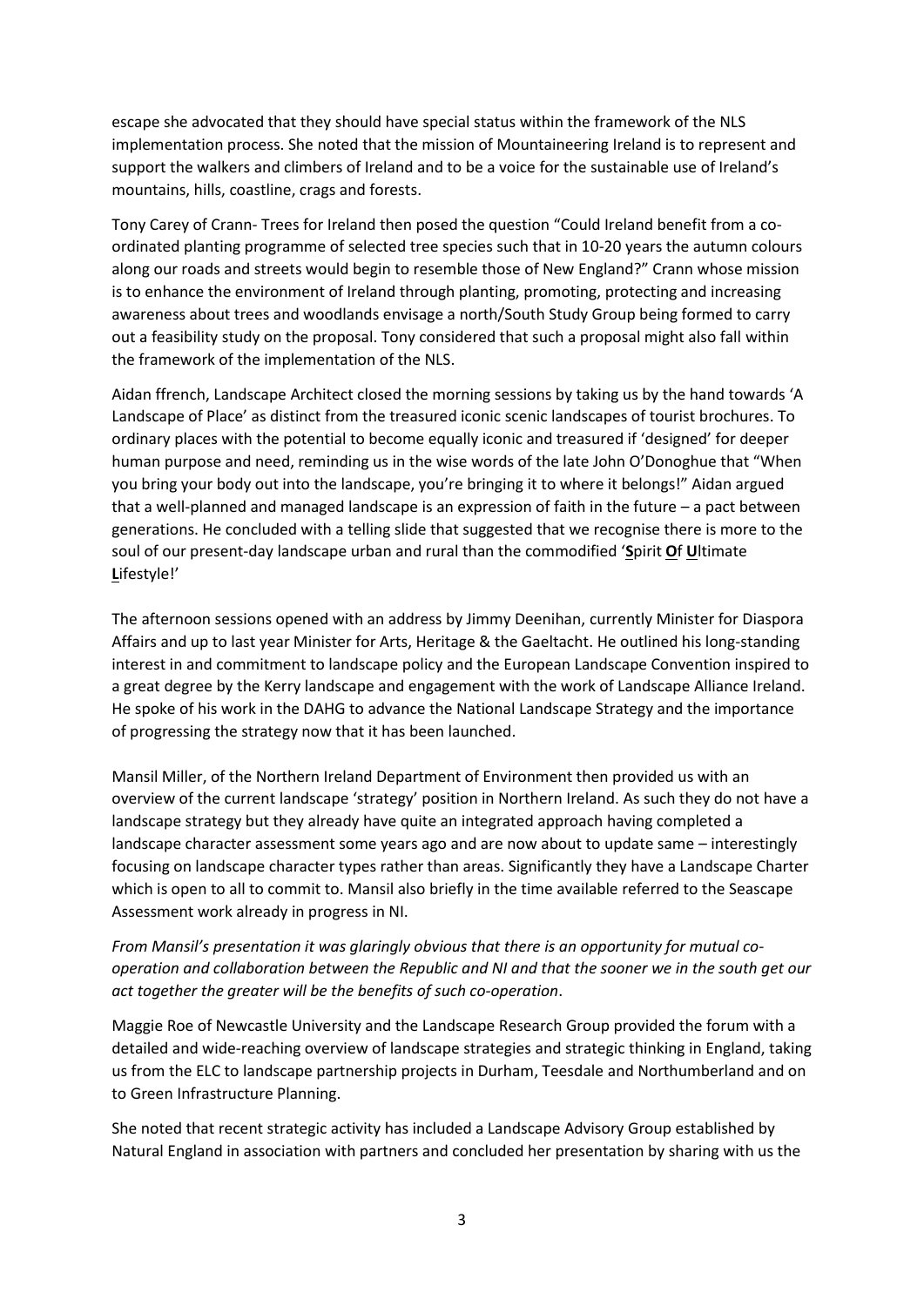escape she advocated that they should have special status within the framework of the NLS implementation process. She noted that the mission of Mountaineering Ireland is to represent and support the walkers and climbers of Ireland and to be a voice for the sustainable use of Ireland's mountains, hills, coastline, crags and forests.

Tony Carey of Crann- Trees for Ireland then posed the question "Could Ireland benefit from a co-ordinated planting programme of selected tree species such that in 10-20 years the autumn colours along our roads and streets would begin to resemble those of New England?" Crann whose mission is to enhance the environment of Ireland through planting, promoting, protecting and increasing awareness about trees and woodlands envisage a north/South Study Group being formed to carry out a feasibility study on the proposal. Tony considered that such a proposal might also fall within the framework of the implementation of the NLS.

Aidan ffrench, Landscape Architect closed the morning sessions by taking us by the hand towards 'A Landscape of Place' as distinct from the treasured iconic scenic landscapes of tourist brochures. To ordinary places with the potential to become equally iconic and treasured if 'designed' for deeper human purpose and need, reminding us in the wise words of the late John O'Donoghue that "When you bring your body out into the landscape, you're bringing it to where it belongs!" Aidan argued that a well-planned and managed landscape is an expression of faith in the future – a pact between generations. He concluded with a telling slide that suggested that we recognise there is more to the soul of our present-day landscape urban and rural than the commodified '**S**pirit **O**f **U**ltimate **L**ifestyle!'

The afternoon sessions opened with an address by Jimmy Deenihan, currently Minister for Diaspora Affairs and up to last year Minister for Arts, Heritage & the Gaeltacht. He outlined his long-standing interest in and commitment to landscape policy and the European Landscape Convention inspired to a great degree by the Kerry landscape and engagement with the work of Landscape Alliance Ireland. He spoke of his work in the DAHG to advance the National Landscape Strategy and the importance of progressing the strategy now that it has been launched.

Mansil Miller, of the Northern Ireland Department of Environment then provided us with an overview of the current landscape 'strategy' position in Northern Ireland. As such they do not have a landscape strategy but they already have quite an integrated approach having completed a landscape character assessment some years ago and are now about to update same – interestingly focusing on landscape character types rather than areas. Significantly they have a Landscape Charter which is open to all to commit to. Mansil also briefly in the time available referred to the Seascape Assessment work already in progress in NI.

*From Mansil's presentation it was glaringly obvious that there is an opportunity for mutual co-operation and collaboration between the Republic and NI and that the sooner we in the south get our act together the greater will be the benefits of such co-operation*.

Maggie Roe of Newcastle University and the Landscape Research Group provided the forum with a detailed and wide-reaching overview of landscape strategies and strategic thinking in England, taking us from the ELC to landscape partnership projects in Durham, Teesdale and Northumberland and on to Green Infrastructure Planning.

She noted that recent strategic activity has included a Landscape Advisory Group established by Natural England in association with partners and concluded her presentation by sharing with us the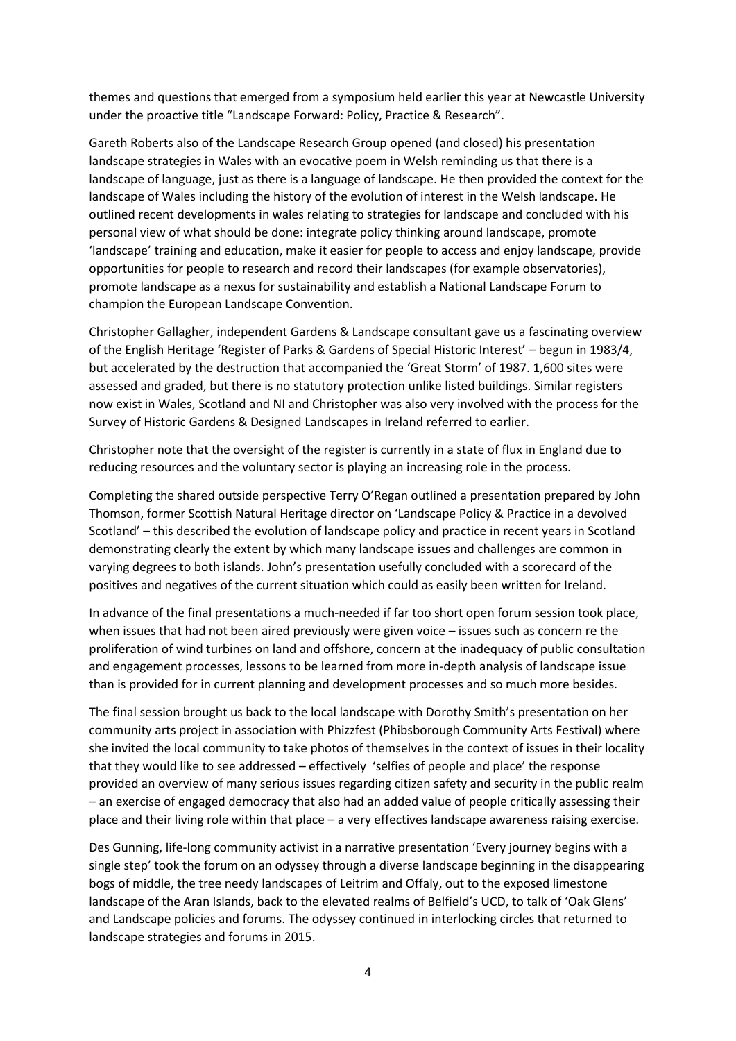themes and questions that emerged from a symposium held earlier this year at Newcastle University under the proactive title "Landscape Forward: Policy, Practice & Research".

Gareth Roberts also of the Landscape Research Group opened (and closed) his presentation landscape strategies in Wales with an evocative poem in Welsh reminding us that there is a landscape of language, just as there is a language of landscape. He then provided the context for the landscape of Wales including the history of the evolution of interest in the Welsh landscape. He outlined recent developments in wales relating to strategies for landscape and concluded with his personal view of what should be done: integrate policy thinking around landscape, promote 'landscape' training and education, make it easier for people to access and enjoy landscape, provide opportunities for people to research and record their landscapes (for example observatories), promote landscape as a nexus for sustainability and establish a National Landscape Forum to champion the European Landscape Convention.

Christopher Gallagher, independent Gardens & Landscape consultant gave us a fascinating overview of the English Heritage 'Register of Parks & Gardens of Special Historic Interest' – begun in 1983/4, but accelerated by the destruction that accompanied the 'Great Storm' of 1987. 1,600 sites were assessed and graded, but there is no statutory protection unlike listed buildings. Similar registers now exist in Wales, Scotland and NI and Christopher was also very involved with the process for the Survey of Historic Gardens & Designed Landscapes in Ireland referred to earlier.

Christopher note that the oversight of the register is currently in a state of flux in England due to reducing resources and the voluntary sector is playing an increasing role in the process.

Completing the shared outside perspective Terry O'Regan outlined a presentation prepared by John Thomson, former Scottish Natural Heritage director on 'Landscape Policy & Practice in a devolved Scotland' – this described the evolution of landscape policy and practice in recent years in Scotland demonstrating clearly the extent by which many landscape issues and challenges are common in varying degrees to both islands. John's presentation usefully concluded with a scorecard of the positives and negatives of the current situation which could as easily been written for Ireland.

In advance of the final presentations a much-needed if far too short open forum session took place, when issues that had not been aired previously were given voice – issues such as concern re the proliferation of wind turbines on land and offshore, concern at the inadequacy of public consultation and engagement processes, lessons to be learned from more in-depth analysis of landscape issue than is provided for in current planning and development processes and so much more besides.

The final session brought us back to the local landscape with Dorothy Smith's presentation on her community arts project in association with Phizzfest (Phibsborough Community Arts Festival) where she invited the local community to take photos of themselves in the context of issues in their locality that they would like to see addressed – effectively 'selfies of people and place' the response provided an overview of many serious issues regarding citizen safety and security in the public realm – an exercise of engaged democracy that also had an added value of people critically assessing their place and their living role within that place – a very effectives landscape awareness raising exercise.

Des Gunning, life-long community activist in a narrative presentation 'Every journey begins with a single step' took the forum on an odyssey through a diverse landscape beginning in the disappearing bogs of middle, the tree needy landscapes of Leitrim and Offaly, out to the exposed limestone landscape of the Aran Islands, back to the elevated realms of Belfield's UCD, to talk of 'Oak Glens' and Landscape policies and forums. The odyssey continued in interlocking circles that returned to landscape strategies and forums in 2015.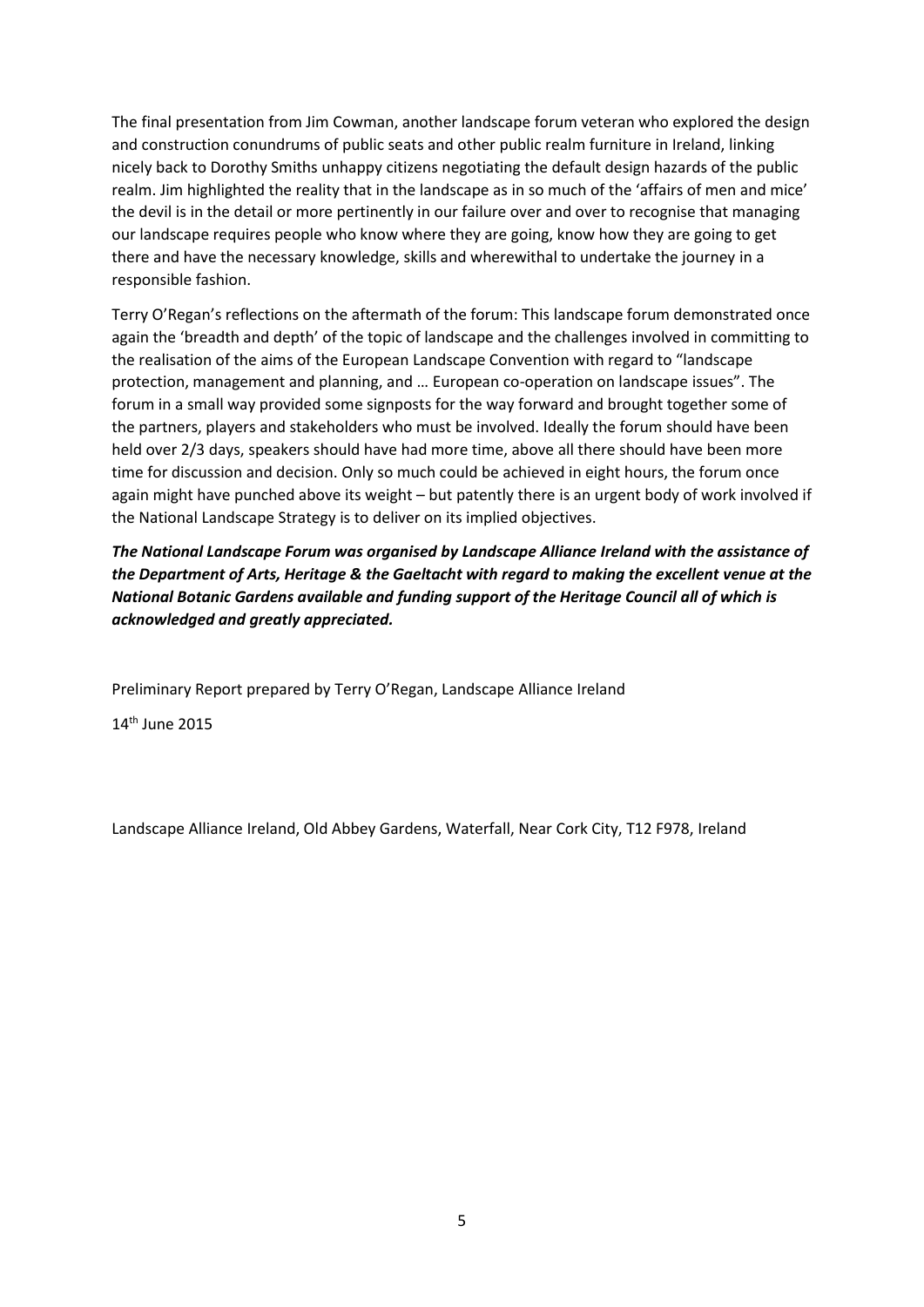The final presentation from Jim Cowman, another landscape forum veteran who explored the design and construction conundrums of public seats and other public realm furniture in Ireland, linking nicely back to Dorothy Smiths unhappy citizens negotiating the default design hazards of the public realm. Jim highlighted the reality that in the landscape as in so much of the 'affairs of men and mice' the devil is in the detail or more pertinently in our failure over and over to recognise that managing our landscape requires people who know where they are going, know how they are going to get there and have the necessary knowledge, skills and wherewithal to undertake the journey in a responsible fashion.

Terry O'Regan's reflections on the aftermath of the forum: This landscape forum demonstrated once again the 'breadth and depth' of the topic of landscape and the challenges involved in committing to the realisation of the aims of the European Landscape Convention with regard to "landscape protection, management and planning, and … European co-operation on landscape issues". The forum in a small way provided some signposts for the way forward and brought together some of the partners, players and stakeholders who must be involved. Ideally the forum should have been held over 2/3 days, speakers should have had more time, above all there should have been more time for discussion and decision. Only so much could be achieved in eight hours, the forum once again might have punched above its weight – but patently there is an urgent body of work involved if the National Landscape Strategy is to deliver on its implied objectives.

***The National Landscape Forum was organised by Landscape Alliance Ireland with the assistance of the Department of Arts, Heritage & the Gaeltacht with regard to making the excellent venue at the National Botanic Gardens available and funding support of the Heritage Council all of which is acknowledged and greatly appreciated.***

Preliminary Report prepared by Terry O'Regan, Landscape Alliance Ireland

14th June 2015

Landscape Alliance Ireland, Old Abbey Gardens, Waterfall, Near Cork City, T12 F978, Ireland